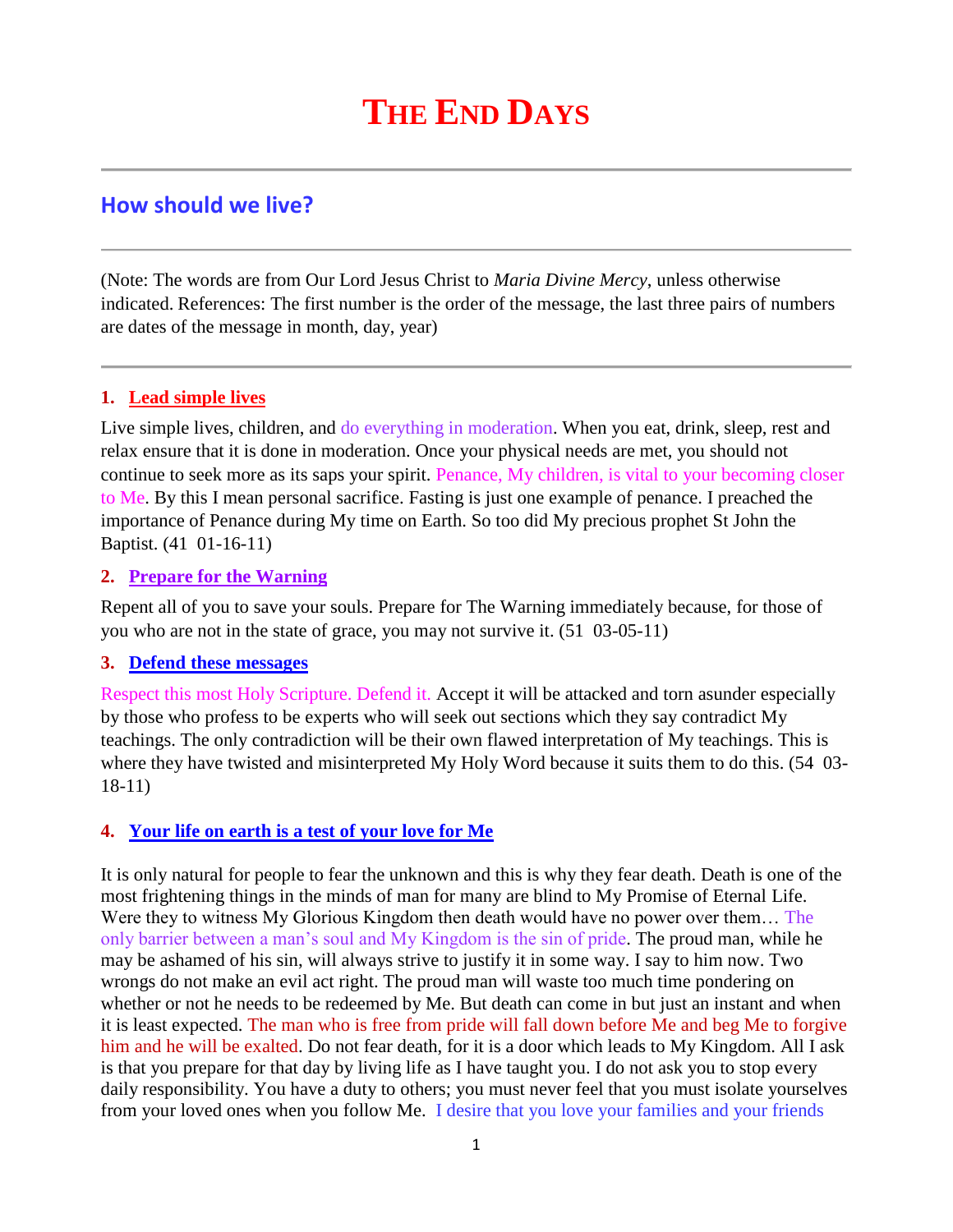# THE END DAYS

## How should we live?

(Note: The words are from Our Lord Jesus Christ to *Maria Divine Mercy*, unless otherwise indicated. References: The first number is the order of the message, the last three pairs of numbers are dates of the message in month, day, year)

### 1. Lead simple lives

Live simple lives, children, and do everything in moderation. When you eat, drink, sleep, rest and relax ensure that it is done in moderation. Once your physical needs are met, you should not continue to seek more as its saps your spirit. Penance, My children, is vital to your becoming closer to Me. By this I mean personal sacrifice. Fasting is just one example of penance. I preached the importance of Penance during My time on Earth. So too did My precious prophet St John the Baptist. (41 01-16-11)

### 2. Prepare for the Warning

Repent all of you to save your souls. Prepare for The Warning immediately because, for those of you who are not in the state of grace, you may not survive it. (51 03-05-11)

### 3. Defend these messages

Respect this most Holy Scripture. Defend it. Accept it will be attacked and torn asunder especially by those who profess to be experts who will seek out sections which they say contradict My teachings. The only contradiction will be their own flawed interpretation of My teachings. This is where they have twisted and misinterpreted My Holy Word because it suits them to do this. (54 03-18-11)

### 4. Your life on earth is a test of your love for Me

It is only natural for people to fear the unknown and this is why they fear death. Death is one of the most frightening things in the minds of man for many are blind to My Promise of Eternal Life. Were they to witness My Glorious Kingdom then death would have no power over them… The only barrier between a man's soul and My Kingdom is the sin of pride. The proud man, while he may be ashamed of his sin, will always strive to justify it in some way. I say to him now. Two wrongs do not make an evil act right. The proud man will waste too much time pondering on whether or not he needs to be redeemed by Me. But death can come in but just an instant and when it is least expected. The man who is free from pride will fall down before Me and beg Me to forgive him and he will be exalted. Do not fear death, for it is a door which leads to My Kingdom. All I ask is that you prepare for that day by living life as I have taught you. I do not ask you to stop every daily responsibility. You have a duty to others; you must never feel that you must isolate yourselves from your loved ones when you follow Me. I desire that you love your families and your friends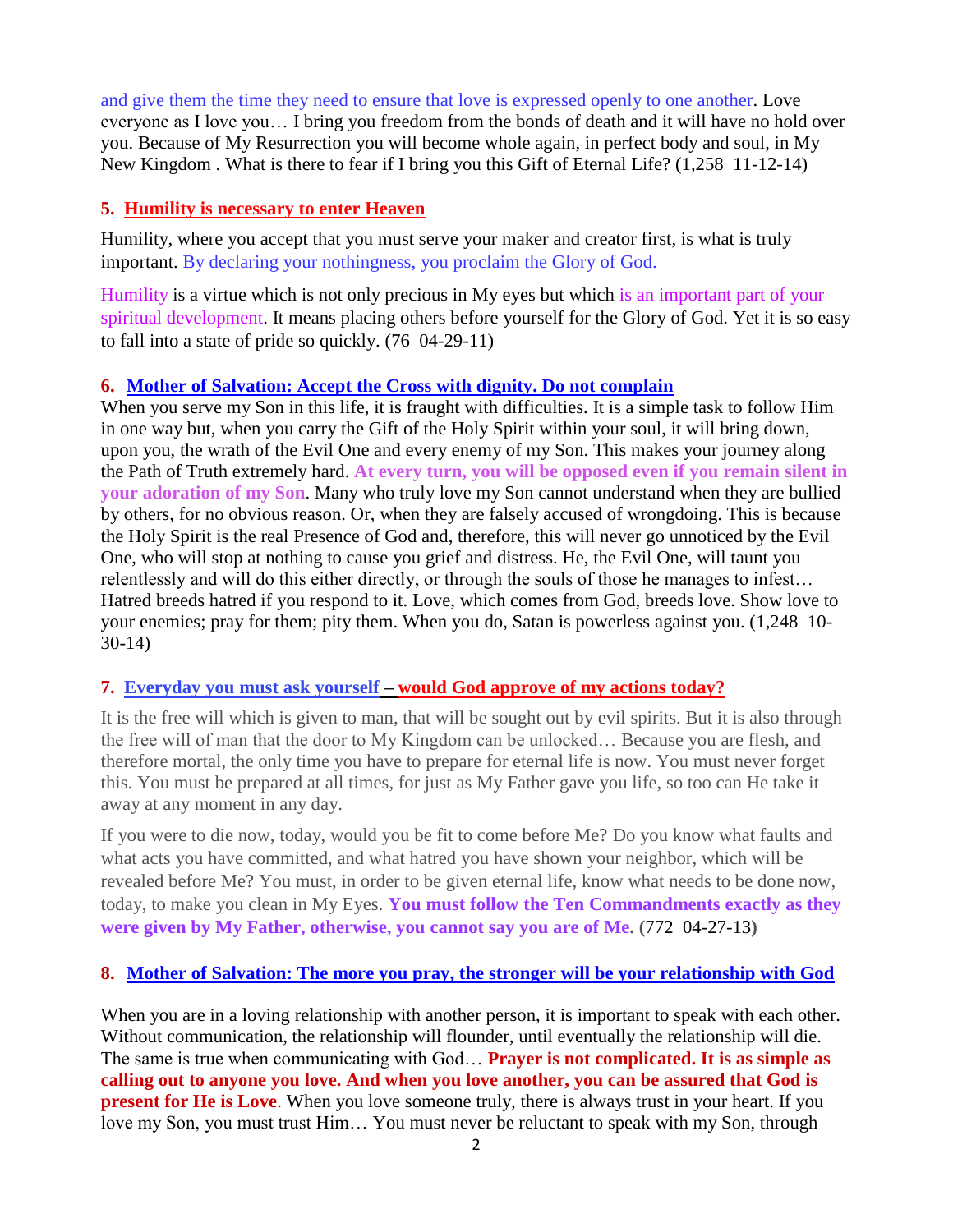and give them the time they need to ensure that love is expressed openly to one another. Love everyone as I love you… I bring you freedom from the bonds of death and it will have no hold over you. Because of My Resurrection you will become whole again, in perfect body and soul, in My New Kingdom . What is there to fear if I bring you this Gift of Eternal Life? (1,258 11-12-14)

### 5. Humility is necessary to enter Heaven

Humility, where you accept that you must serve your maker and creator first, is what is truly important. By declaring your nothingness, you proclaim the Glory of God.

Humility is a virtue which is not only precious in My eyes but which is an important part of your spiritual development. It means placing others before yourself for the Glory of God. Yet it is so easy to fall into a state of pride so quickly. (76 04-29-11)

### 6. Mother of Salvation: Accept the Cross with dignity. Do not complain

When you serve my Son in this life, it is fraught with difficulties. It is a simple task to follow Him in one way but, when you carry the Gift of the Holy Spirit within your soul, it will bring down, upon you, the wrath of the Evil One and every enemy of my Son. This makes your journey along the Path of Truth extremely hard. **At every turn, you will be opposed even if you remain silent in your adoration of my Son**. Many who truly love my Son cannot understand when they are bullied by others, for no obvious reason. Or, when they are falsely accused of wrongdoing. This is because the Holy Spirit is the real Presence of God and, therefore, this will never go unnoticed by the Evil One, who will stop at nothing to cause you grief and distress. He, the Evil One, will taunt you relentlessly and will do this either directly, or through the souls of those he manages to infest… Hatred breeds hatred if you respond to it. Love, which comes from God, breeds love. Show love to your enemies; pray for them; pity them. When you do, Satan is powerless against you. (1,248 10-30-14)

### 7. Everyday you must ask yourself – would God approve of my actions today?

It is the free will which is given to man, that will be sought out by evil spirits. But it is also through the free will of man that the door to My Kingdom can be unlocked… Because you are flesh, and therefore mortal, the only time you have to prepare for eternal life is now. You must never forget this. You must be prepared at all times, for just as My Father gave you life, so too can He take it away at any moment in any day.

If you were to die now, today, would you be fit to come before Me? Do you know what faults and what acts you have committed, and what hatred you have shown your neighbor, which will be revealed before Me? You must, in order to be given eternal life, know what needs to be done now, today, to make you clean in My Eyes. **You must follow the Ten Commandments exactly as they were given by My Father, otherwise, you cannot say you are of Me.** (772 04-27-13)

### 8. Mother of Salvation: The more you pray, the stronger will be your relationship with God

When you are in a loving relationship with another person, it is important to speak with each other. Without communication, the relationship will flounder, until eventually the relationship will die. The same is true when communicating with God… **Prayer is not complicated. It is as simple as calling out to anyone you love. And when you love another, you can be assured that God is present for He is Love**. When you love someone truly, there is always trust in your heart. If you love my Son, you must trust Him… You must never be reluctant to speak with my Son, through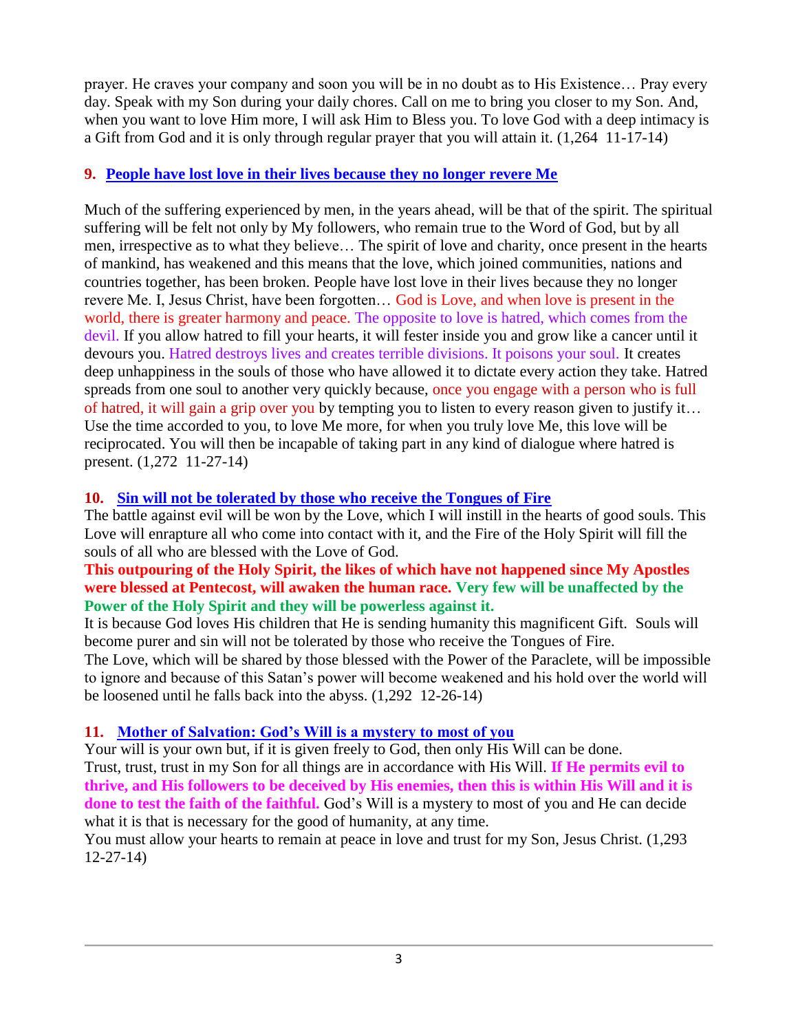prayer. He craves your company and soon you will be in no doubt as to His Existence… Pray every day. Speak with my Son during your daily chores. Call on me to bring you closer to my Son. And, when you want to love Him more, I will ask Him to Bless you. To love God with a deep intimacy is a Gift from God and it is only through regular prayer that you will attain it. (1,264 11-17-14)

### 9. People have lost love in their lives because they no longer revere Me

Much of the suffering experienced by men, in the years ahead, will be that of the spirit. The spiritual suffering will be felt not only by My followers, who remain true to the Word of God, but by all men, irrespective as to what they believe… The spirit of love and charity, once present in the hearts of mankind, has weakened and this means that the love, which joined communities, nations and countries together, has been broken. People have lost love in their lives because they no longer revere Me. I, Jesus Christ, have been forgotten… God is Love, and when love is present in the world, there is greater harmony and peace. The opposite to love is hatred, which comes from the devil. If you allow hatred to fill your hearts, it will fester inside you and grow like a cancer until it devours you. Hatred destroys lives and creates terrible divisions. It poisons your soul. It creates deep unhappiness in the souls of those who have allowed it to dictate every action they take. Hatred spreads from one soul to another very quickly because, once you engage with a person who is full of hatred, it will gain a grip over you by tempting you to listen to every reason given to justify it… Use the time accorded to you, to love Me more, for when you truly love Me, this love will be reciprocated. You will then be incapable of taking part in any kind of dialogue where hatred is present. (1,272 11-27-14)

### 10. Sin will not be tolerated by those who receive the Tongues of Fire

The battle against evil will be won by the Love, which I will instill in the hearts of good souls. This Love will enrapture all who come into contact with it, and the Fire of the Holy Spirit will fill the souls of all who are blessed with the Love of God.

**This outpouring of the Holy Spirit, the likes of which have not happened since My Apostles were blessed at Pentecost, will awaken the human race. Very few will be unaffected by the Power of the Holy Spirit and they will be powerless against it.**

It is because God loves His children that He is sending humanity this magnificent Gift. Souls will become purer and sin will not be tolerated by those who receive the Tongues of Fire.

The Love, which will be shared by those blessed with the Power of the Paraclete, will be impossible to ignore and because of this Satan's power will become weakened and his hold over the world will be loosened until he falls back into the abyss. (1,292 12-26-14)

### 11. Mother of Salvation: God's Will is a mystery to most of you

Your will is your own but, if it is given freely to God, then only His Will can be done.

Trust, trust, trust in my Son for all things are in accordance with His Will. **If He permits evil to thrive, and His followers to be deceived by His enemies, then this is within His Will and it is done to test the faith of the faithful.** God's Will is a mystery to most of you and He can decide what it is that is necessary for the good of humanity, at any time.

You must allow your hearts to remain at peace in love and trust for my Son, Jesus Christ. (1,293 12-27-14)